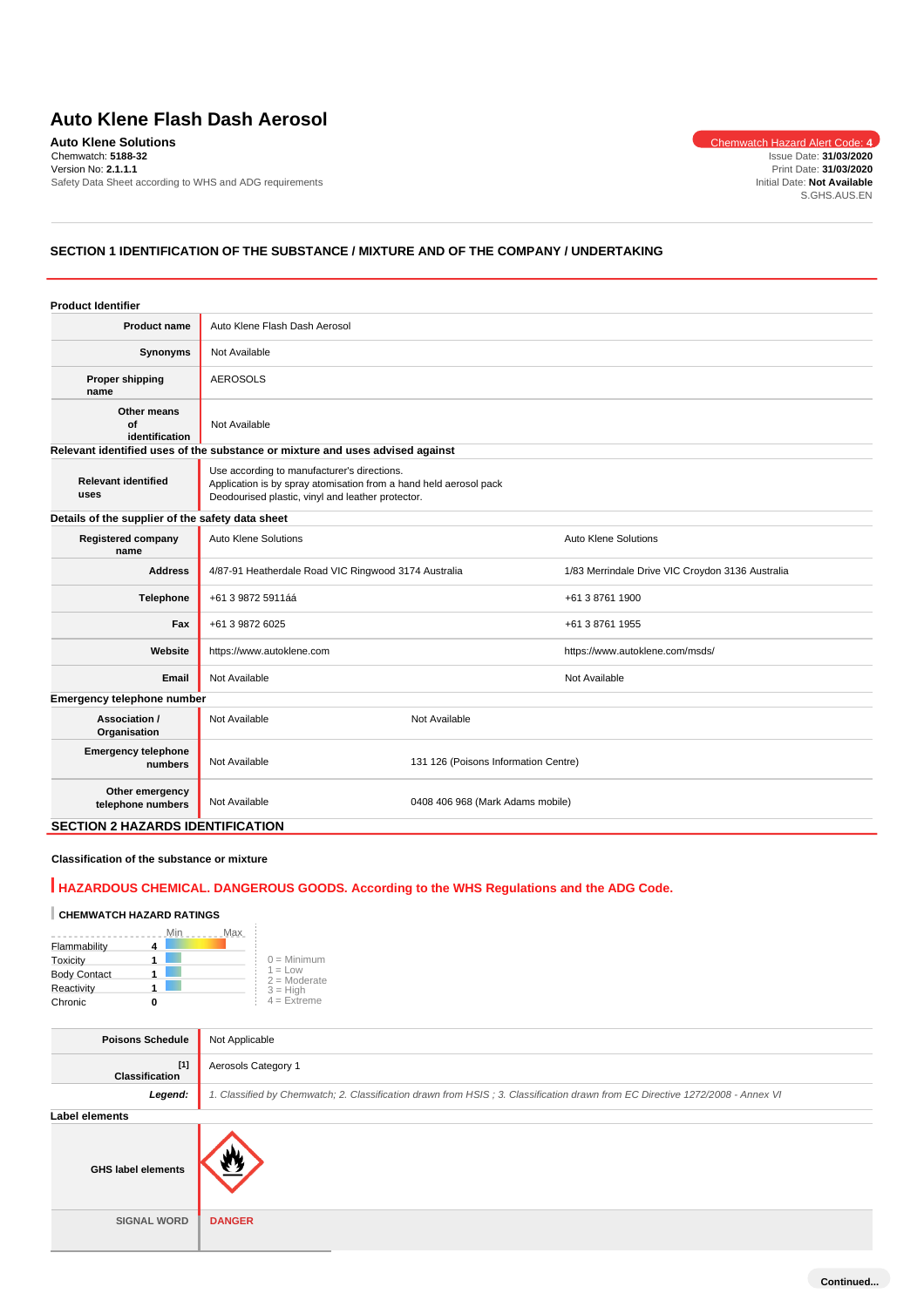# Auto Klene Flash Dash Aerosol

**Auto Klene Solutions**

Chemwatch: **5188-32**
Version No: **2.1.1.1**
Safety Data Sheet according to WHS and ADG requirements

Chemwatch Hazard Alert Code: **4**
Issue Date: **31/03/2020**
Print Date: **31/03/2020**
Initial Date: **Not Available**
S.GHS.AUS.EN

## SECTION 1 IDENTIFICATION OF THE SUBSTANCE / MIXTURE AND OF THE COMPANY / UNDERTAKING

### Product Identifier

| | |
|---|---|
| **Product name** | Auto Klene Flash Dash Aerosol |
| **Synonyms** | Not Available |
| **Proper shipping name** | AEROSOLS |
| **Other means of identification** | Not Available |

### Relevant identified uses of the substance or mixture and uses advised against

| | |
|---|---|
| **Relevant identified uses** | Use according to manufacturer's directions.<br>Application is by spray atomisation from a hand held aerosol pack<br>Deodourised plastic, vinyl and leather protector. |

### Details of the supplier of the safety data sheet

| | | |
|---|---|---|
| **Registered company name** | Auto Klene Solutions | Auto Klene Solutions |
| **Address** | 4/87-91 Heatherdale Road VIC Ringwood 3174 Australia | 1/83 Merrindale Drive VIC Croydon 3136 Australia |
| **Telephone** | +61 3 9872 5911áá | +61 3 8761 1900 |
| **Fax** | +61 3 9872 6025 | +61 3 8761 1955 |
| **Website** | https://www.autoklene.com | https://www.autoklene.com/msds/ |
| **Email** | Not Available | Not Available |

### Emergency telephone number

| | | |
|---|---|---|
| **Association / Organisation** | Not Available | Not Available |
| **Emergency telephone numbers** | Not Available | 131 126 (Poisons Information Centre) |
| **Other emergency telephone numbers** | Not Available | 0408 406 968 (Mark Adams mobile) |

## SECTION 2 HAZARDS IDENTIFICATION

### Classification of the substance or mixture

**HAZARDOUS CHEMICAL. DANGEROUS GOODS. According to the WHS Regulations and the ADG Code.**

**CHEMWATCH HAZARD RATINGS**

| | Rating |
|---|---|
| Flammability | 4 |
| Toxicity | 1 |
| Body Contact | 1 |
| Reactivity | 1 |
| Chronic | 0 |

0 = Minimum
1 = Low
2 = Moderate
3 = High
4 = Extreme

| | |
|---|---|
| **Poisons Schedule** | Not Applicable |
| **Classification** [1] | Aerosols Category 1 |
| ***Legend:*** | *1. Classified by Chemwatch; 2. Classification drawn from HSIS ; 3. Classification drawn from EC Directive 1272/2008 - Annex VI* |

### Label elements

| | |
|---|---|
| **GHS label elements** | |
| **SIGNAL WORD** | **DANGER** |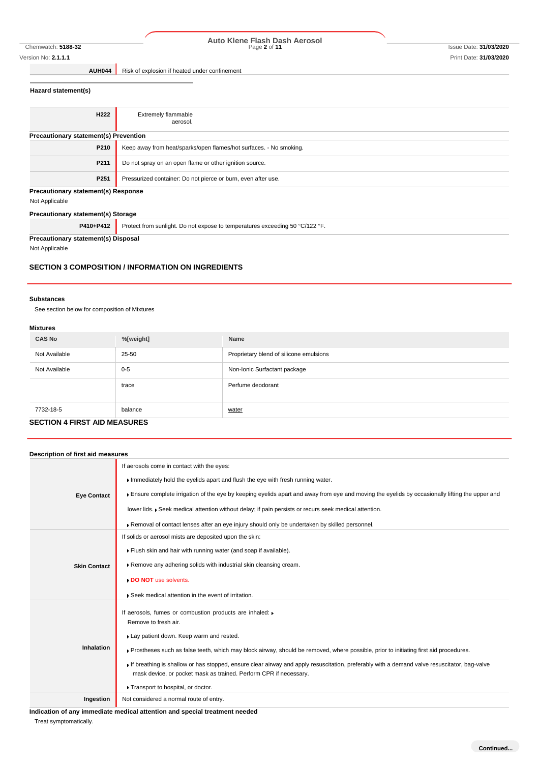| | |
|---|---|
| **AUH044** | Risk of explosion if heated under confinement |

**Hazard statement(s)**

| | |
|---|---|
| **H222** | Extremely flammable aerosol. |

**Precautionary statement(s) Prevention**

| | |
|---|---|
| **P210** | Keep away from heat/sparks/open flames/hot surfaces. - No smoking. |
| **P211** | Do not spray on an open flame or other ignition source. |
| **P251** | Pressurized container: Do not pierce or burn, even after use. |

**Precautionary statement(s) Response**

Not Applicable

**Precautionary statement(s) Storage**

| | |
|---|---|
| **P410+P412** | Protect from sunlight. Do not expose to temperatures exceeding 50 °C/122 °F. |

**Precautionary statement(s) Disposal**

Not Applicable

## SECTION 3 COMPOSITION / INFORMATION ON INGREDIENTS

**Substances**

See section below for composition of Mixtures

**Mixtures**

| CAS No | %[weight] | Name |
|---|---|---|
| Not Available | 25-50 | Proprietary blend of silicone emulsions |
| Not Available | 0-5 | Non-Ionic Surfactant package |
| | trace | Perfume deodorant |
| 7732-18-5 | balance | water |

## SECTION 4 FIRST AID MEASURES

**Description of first aid measures**

| | |
|---|---|
| **Eye Contact** | If aerosols come in contact with the eyes:<br>▸ Immediately hold the eyelids apart and flush the eye with fresh running water.<br>▸ Ensure complete irrigation of the eye by keeping eyelids apart and away from eye and moving the eyelids by occasionally lifting the upper and lower lids. ▸ Seek medical attention without delay; if pain persists or recurs seek medical attention.<br>▸ Removal of contact lenses after an eye injury should only be undertaken by skilled personnel. |
| **Skin Contact** | If solids or aerosol mists are deposited upon the skin:<br>▸ Flush skin and hair with running water (and soap if available).<br>▸ Remove any adhering solids with industrial skin cleansing cream.<br>▸ **DO NOT** use solvents.<br>▸ Seek medical attention in the event of irritation. |
| **Inhalation** | If aerosols, fumes or combustion products are inhaled: ▸ Remove to fresh air.<br>▸ Lay patient down. Keep warm and rested.<br>▸ Prostheses such as false teeth, which may block airway, should be removed, where possible, prior to initiating first aid procedures.<br>▸ If breathing is shallow or has stopped, ensure clear airway and apply resuscitation, preferably with a demand valve resuscitator, bag-valve mask device, or pocket mask as trained. Perform CPR if necessary.<br>▸ Transport to hospital, or doctor. |
| **Ingestion** | Not considered a normal route of entry. |

**Indication of any immediate medical attention and special treatment needed**

Treat symptomatically.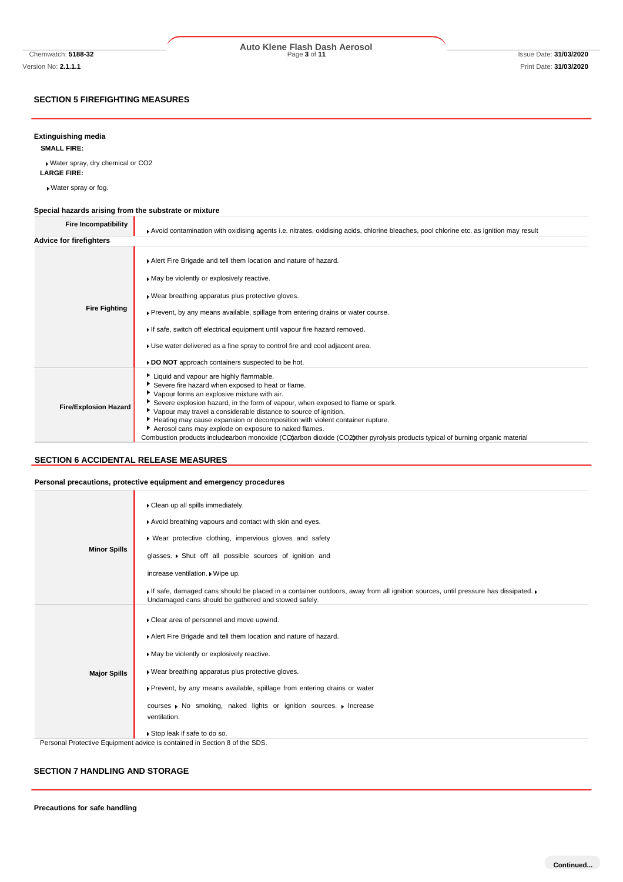## SECTION 5 FIREFIGHTING MEASURES

### Extinguishing media

**SMALL FIRE:**

- Water spray, dry chemical or CO2

**LARGE FIRE:**

- Water spray or fog.

### Special hazards arising from the substrate or mixture

| | |
|---|---|
| **Fire Incompatibility** | Avoid contamination with oxidising agents i.e. nitrates, oxidising acids, chlorine bleaches, pool chlorine etc. as ignition may result |

### Advice for firefighters

| | |
|---|---|
| **Fire Fighting** | Alert Fire Brigade and tell them location and nature of hazard.<br>May be violently or explosively reactive.<br>Wear breathing apparatus plus protective gloves.<br>Prevent, by any means available, spillage from entering drains or water course.<br>If safe, switch off electrical equipment until vapour fire hazard removed.<br>Use water delivered as a fine spray to control fire and cool adjacent area.<br>**DO NOT** approach containers suspected to be hot. |
| **Fire/Explosion Hazard** | Liquid and vapour are highly flammable.<br>Severe fire hazard when exposed to heat or flame.<br>Vapour forms an explosive mixture with air.<br>Severe explosion hazard, in the form of vapour, when exposed to flame or spark.<br>Vapour may travel a considerable distance to source of ignition.<br>Heating may cause expansion or decomposition with violent container rupture.<br>Aerosol cans may explode on exposure to naked flames.<br>Combustion products include carbon monoxide (CO) carbon dioxide (CO2) other pyrolysis products typical of burning organic material |

## SECTION 6 ACCIDENTAL RELEASE MEASURES

### Personal precautions, protective equipment and emergency procedures

| | |
|---|---|
| **Minor Spills** | Clean up all spills immediately.<br>Avoid breathing vapours and contact with skin and eyes.<br>Wear protective clothing, impervious gloves and safety glasses. Shut off all possible sources of ignition and increase ventilation. Wipe up.<br>If safe, damaged cans should be placed in a container outdoors, away from all ignition sources, until pressure has dissipated. Undamaged cans should be gathered and stowed safely. |
| **Major Spills** | Clear area of personnel and move upwind.<br>Alert Fire Brigade and tell them location and nature of hazard.<br>May be violently or explosively reactive.<br>Wear breathing apparatus plus protective gloves.<br>Prevent, by any means available, spillage from entering drains or water courses No smoking, naked lights or ignition sources. Increase ventilation.<br>Stop leak if safe to do so. |

Personal Protective Equipment advice is contained in Section 8 of the SDS.

## SECTION 7 HANDLING AND STORAGE

### Precautions for safe handling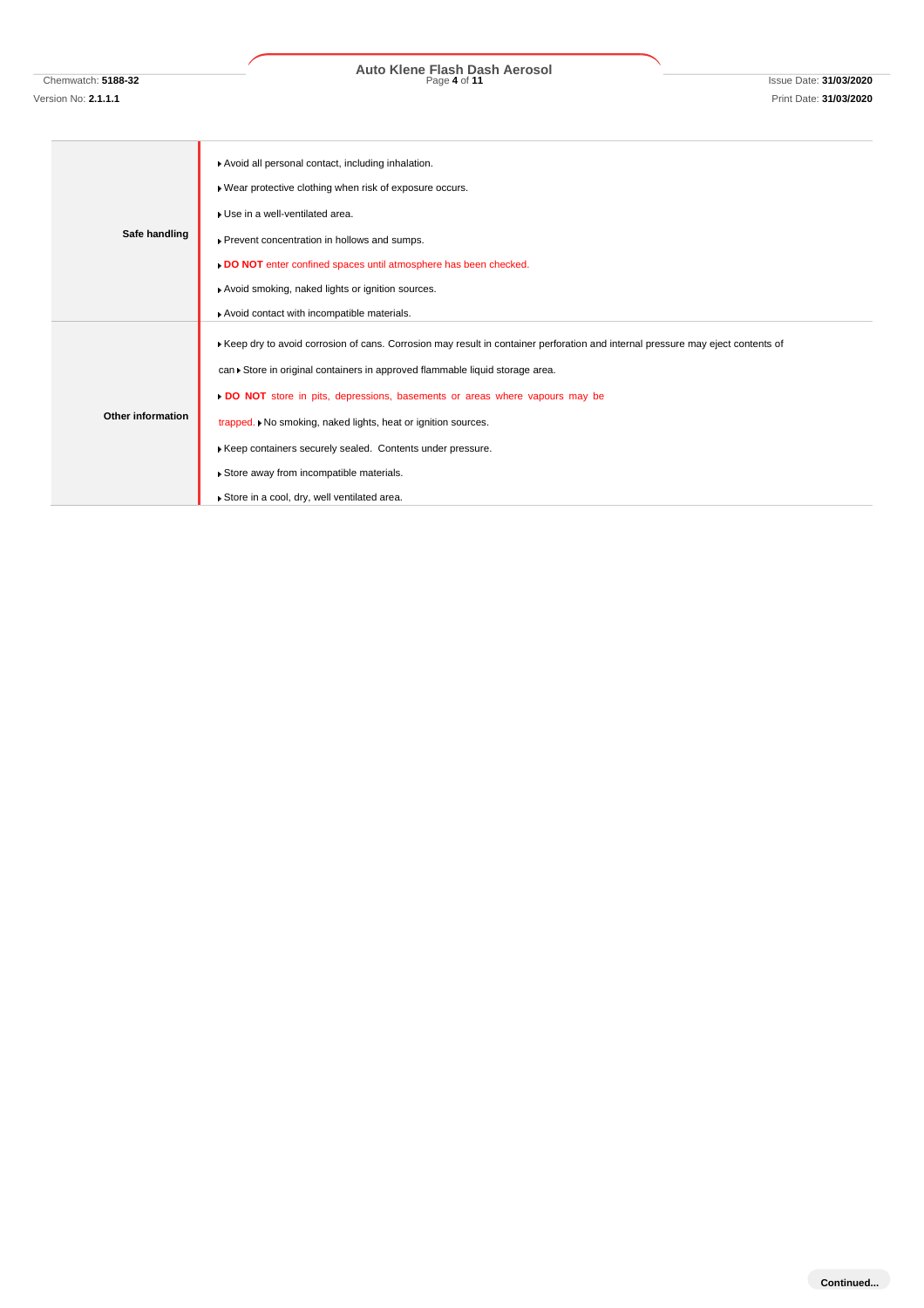| | |
|---|---|
| **Safe handling** | ▸ Avoid all personal contact, including inhalation.<br>▸ Wear protective clothing when risk of exposure occurs.<br>▸ Use in a well-ventilated area.<br>▸ Prevent concentration in hollows and sumps.<br>▸ **DO NOT** enter confined spaces until atmosphere has been checked.<br>▸ Avoid smoking, naked lights or ignition sources.<br>▸ Avoid contact with incompatible materials. |
| **Other information** | ▸ Keep dry to avoid corrosion of cans. Corrosion may result in container perforation and internal pressure may eject contents of can ▸ Store in original containers in approved flammable liquid storage area.<br>▸ **DO NOT** store in pits, depressions, basements or areas where vapours may be trapped. ▸ No smoking, naked lights, heat or ignition sources.<br>▸ Keep containers securely sealed. Contents under pressure.<br>▸ Store away from incompatible materials.<br>▸ Store in a cool, dry, well ventilated area. |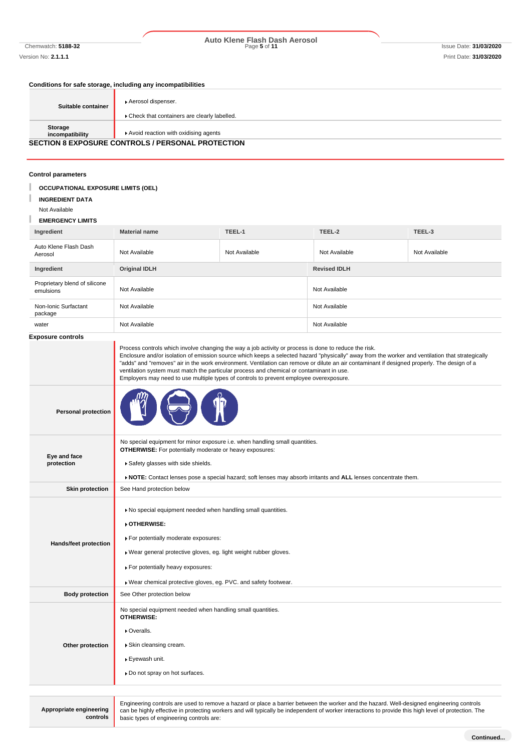**Conditions for safe storage, including any incompatibilities**

| | |
|---|---|
| Suitable container | ▸ Aerosol dispenser.<br>▸ Check that containers are clearly labelled. |
| Storage incompatibility | ▸ Avoid reaction with oxidising agents |

## SECTION 8 EXPOSURE CONTROLS / PERSONAL PROTECTION

**Control parameters**

**OCCUPATIONAL EXPOSURE LIMITS (OEL)**

**INGREDIENT DATA**

Not Available

**EMERGENCY LIMITS**

| Ingredient | Material name | TEEL-1 | TEEL-2 | TEEL-3 |
|---|---|---|---|---|
| Auto Klene Flash Dash Aerosol | Not Available | Not Available | Not Available | Not Available |

| Ingredient | Original IDLH | Revised IDLH |
|---|---|---|
| Proprietary blend of silicone emulsions | Not Available | Not Available |
| Non-Ionic Surfactant package | Not Available | Not Available |
| water | Not Available | Not Available |

**Exposure controls**

| | |
|---|---|
| | Process controls which involve changing the way a job activity or process is done to reduce the risk.<br>Enclosure and/or isolation of emission source which keeps a selected hazard "physically" away from the worker and ventilation that strategically "adds" and "removes" air in the work environment. Ventilation can remove or dilute an air contaminant if designed properly. The design of a ventilation system must match the particular process and chemical or contaminant in use.<br>Employers may need to use multiple types of controls to prevent employee overexposure. |
| Personal protection | |
| Eye and face protection | No special equipment for minor exposure i.e. when handling small quantities.<br>**OTHERWISE:** For potentially moderate or heavy exposures:<br>▸ Safety glasses with side shields.<br>▸ **NOTE:** Contact lenses pose a special hazard; soft lenses may absorb irritants and **ALL** lenses concentrate them. |
| Skin protection | See Hand protection below |
| Hands/feet protection | ▸ No special equipment needed when handling small quantities.<br>▸ **OTHERWISE:**<br>▸ For potentially moderate exposures:<br>▸ Wear general protective gloves, eg. light weight rubber gloves.<br>▸ For potentially heavy exposures:<br>▸ Wear chemical protective gloves, eg. PVC. and safety footwear. |
| Body protection | See Other protection below |
| Other protection | No special equipment needed when handling small quantities.<br>**OTHERWISE:**<br>▸ Overalls.<br>▸ Skin cleansing cream.<br>▸ Eyewash unit.<br>▸ Do not spray on hot surfaces. |

| | |
|---|---|
| Appropriate engineering controls | Engineering controls are used to remove a hazard or place a barrier between the worker and the hazard. Well-designed engineering controls can be highly effective in protecting workers and will typically be independent of worker interactions to provide this high level of protection. The basic types of engineering controls are: |

Continued...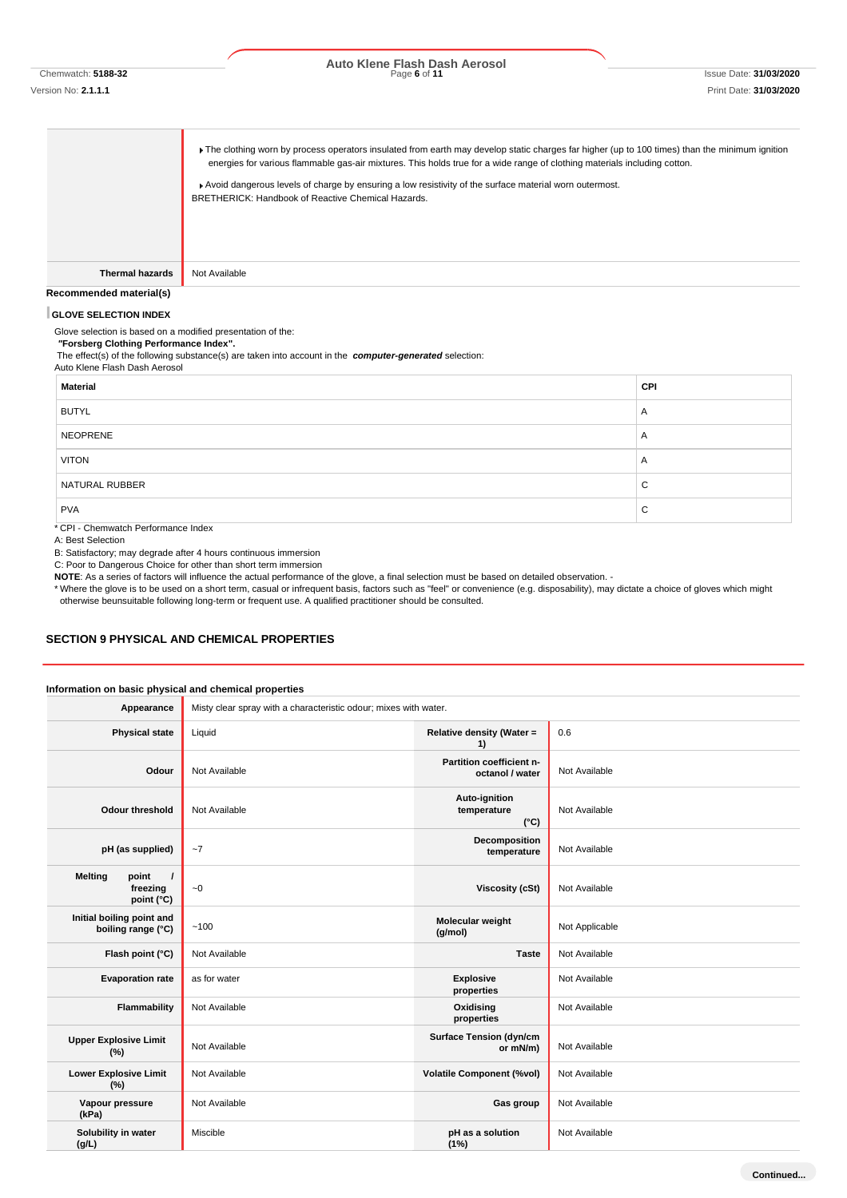| | |
|---|---|
| | ▸ The clothing worn by process operators insulated from earth may develop static charges far higher (up to 100 times) than the minimum ignition energies for various flammable gas-air mixtures. This holds true for a wide range of clothing materials including cotton.<br>▸ Avoid dangerous levels of charge by ensuring a low resistivity of the surface material worn outermost.<br>BRETHERICK: Handbook of Reactive Chemical Hazards. |
| **Thermal hazards** | Not Available |

**Recommended material(s)**

**GLOVE SELECTION INDEX**

Glove selection is based on a modified presentation of the:
**"Forsberg Clothing Performance Index".**
The effect(s) of the following substance(s) are taken into account in the ***computer-generated*** selection:
Auto Klene Flash Dash Aerosol

| Material | CPI |
|---|---|
| BUTYL | A |
| NEOPRENE | A |
| VITON | A |
| NATURAL RUBBER | C |
| PVA | C |

* CPI - Chemwatch Performance Index
A: Best Selection
B: Satisfactory; may degrade after 4 hours continuous immersion
C: Poor to Dangerous Choice for other than short term immersion
**NOTE**: As a series of factors will influence the actual performance of the glove, a final selection must be based on detailed observation. -
* Where the glove is to be used on a short term, casual or infrequent basis, factors such as "feel" or convenience (e.g. disposability), may dictate a choice of gloves which might otherwise beunsuitable following long-term or frequent use. A qualified practitioner should be consulted.

## SECTION 9 PHYSICAL AND CHEMICAL PROPERTIES

**Information on basic physical and chemical properties**

| | | | |
|---|---|---|---|
| **Appearance** | Misty clear spray with a characteristic odour; mixes with water. | | |
| **Physical state** | Liquid | **Relative density (Water = 1)** | 0.6 |
| **Odour** | Not Available | **Partition coefficient n-octanol / water** | Not Available |
| **Odour threshold** | Not Available | **Auto-ignition temperature (°C)** | Not Available |
| **pH (as supplied)** | ~7 | **Decomposition temperature** | Not Available |
| **Melting point / freezing point (°C)** | ~0 | **Viscosity (cSt)** | Not Available |
| **Initial boiling point and boiling range (°C)** | ~100 | **Molecular weight (g/mol)** | Not Applicable |
| **Flash point (°C)** | Not Available | **Taste** | Not Available |
| **Evaporation rate** | as for water | **Explosive properties** | Not Available |
| **Flammability** | Not Available | **Oxidising properties** | Not Available |
| **Upper Explosive Limit (%)** | Not Available | **Surface Tension (dyn/cm or mN/m)** | Not Available |
| **Lower Explosive Limit (%)** | Not Available | **Volatile Component (%vol)** | Not Available |
| **Vapour pressure (kPa)** | Not Available | **Gas group** | Not Available |
| **Solubility in water (g/L)** | Miscible | **pH as a solution (1%)** | Not Available |

Continued...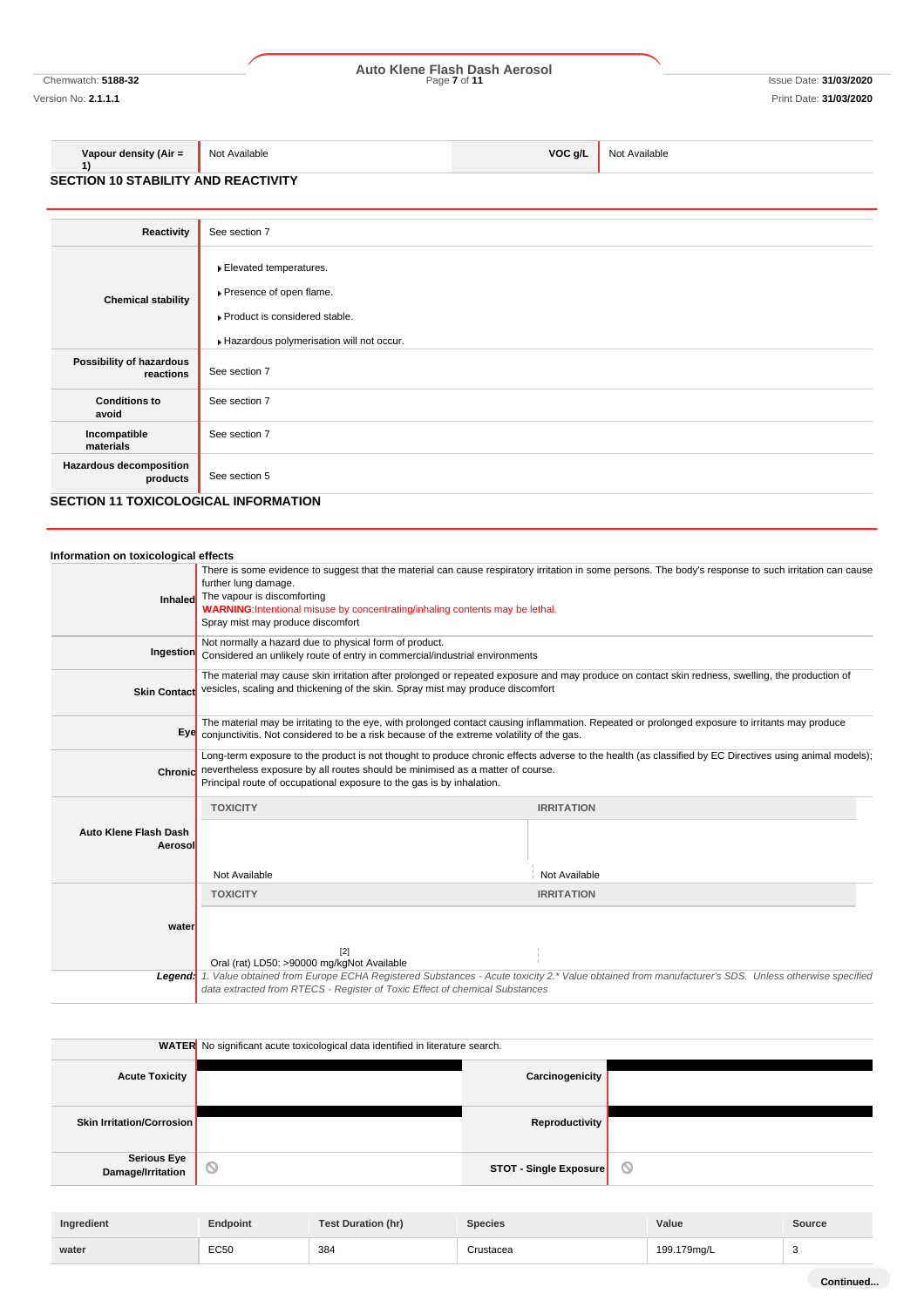| Vapour density (Air = 1) | Not Available | VOC g/L | Not Available |
|---|---|---|---|

## SECTION 10 STABILITY AND REACTIVITY

| | |
|---|---|
| Reactivity | See section 7 |
| Chemical stability | Elevated temperatures.<br>Presence of open flame.<br>Product is considered stable.<br>Hazardous polymerisation will not occur. |
| Possibility of hazardous reactions | See section 7 |
| Conditions to avoid | See section 7 |
| Incompatible materials | See section 7 |
| Hazardous decomposition products | See section 5 |

## SECTION 11 TOXICOLOGICAL INFORMATION

### Information on toxicological effects

| | |
|---|---|
| Inhaled | There is some evidence to suggest that the material can cause respiratory irritation in some persons. The body's response to such irritation can cause further lung damage.<br>The vapour is discomforting<br>**WARNING**:Intentional misuse by concentrating/inhaling contents may be lethal.<br>Spray mist may produce discomfort |
| Ingestion | Not normally a hazard due to physical form of product.<br>Considered an unlikely route of entry in commercial/industrial environments |
| Skin Contact | The material may cause skin irritation after prolonged or repeated exposure and may produce on contact skin redness, swelling, the production of vesicles, scaling and thickening of the skin. Spray mist may produce discomfort |
| Eye | The material may be irritating to the eye, with prolonged contact causing inflammation. Repeated or prolonged exposure to irritants may produce conjunctivitis. Not considered to be a risk because of the extreme volatility of the gas. |
| Chronic | Long-term exposure to the product is not thought to produce chronic effects adverse to the health (as classified by EC Directives using animal models); nevertheless exposure by all routes should be minimised as a matter of course.<br>Principal route of occupational exposure to the gas is by inhalation. |

| | TOXICITY | IRRITATION |
|---|---|---|
| Auto Klene Flash Dash Aerosol | Not Available | Not Available |
| water | Oral (rat) LD50: >90000 mg/kg[2] | Not Available |

*Legend: 1. Value obtained from Europe ECHA Registered Substances - Acute toxicity 2.* Value obtained from manufacturer's SDS. Unless otherwise specified data extracted from RTECS - Register of Toxic Effect of chemical Substances*

| | |
|---|---|
| WATER | No significant acute toxicological data identified in literature search. |

| | | | |
|---|---|---|---|
| Acute Toxicity | | Carcinogenicity | |
| Skin Irritation/Corrosion | | Reproductivity | |
| Serious Eye Damage/Irritation | ⊘ | STOT - Single Exposure | ⊘ |

| Ingredient | Endpoint | Test Duration (hr) | Species | Value | Source |
|---|---|---|---|---|---|
| water | EC50 | 384 | Crustacea | 199.179mg/L | 3 |

Continued...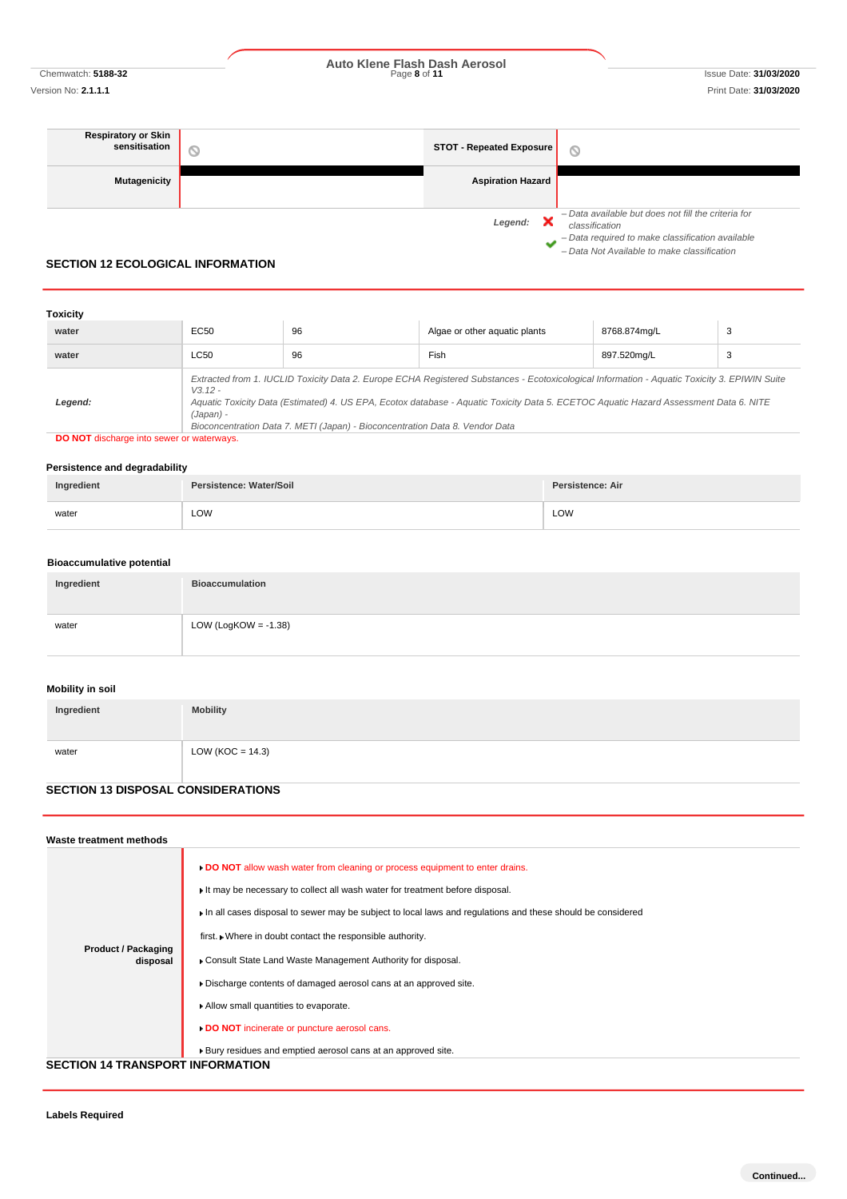| Respiratory or Skin sensitisation | ⦸ | STOT - Repeated Exposure | ⦸ |
|---|---|---|---|
| Mutagenicity | ■ | Aspiration Hazard | ■ |

*Legend:*
- ✖ *– Data available but does not fill the criteria for classification*
- ✔ *– Data required to make classification available*
- ⦸ *– Data Not Available to make classification*

## SECTION 12 ECOLOGICAL INFORMATION

### Toxicity

| | | | | | |
|---|---|---|---|---|---|
| water | EC50 | 96 | Algae or other aquatic plants | 8768.874mg/L | 3 |
| water | LC50 | 96 | Fish | 897.520mg/L | 3 |
| *Legend:* | *Extracted from 1. IUCLID Toxicity Data 2. Europe ECHA Registered Substances - Ecotoxicological Information - Aquatic Toxicity 3. EPIWIN Suite V3.12 - Aquatic Toxicity Data (Estimated) 4. US EPA, Ecotox database - Aquatic Toxicity Data 5. ECETOC Aquatic Hazard Assessment Data 6. NITE (Japan) - Bioconcentration Data 7. METI (Japan) - Bioconcentration Data 8. Vendor Data* | | | | |

**DO NOT** discharge into sewer or waterways.

### Persistence and degradability

| Ingredient | Persistence: Water/Soil | Persistence: Air |
|---|---|---|
| water | LOW | LOW |

### Bioaccumulative potential

| Ingredient | Bioaccumulation |
|---|---|
| water | LOW (LogKOW = -1.38) |

### Mobility in soil

| Ingredient | Mobility |
|---|---|
| water | LOW (KOC = 14.3) |

## SECTION 13 DISPOSAL CONSIDERATIONS

### Waste treatment methods

**Product / Packaging disposal**

- **DO NOT** allow wash water from cleaning or process equipment to enter drains.
- It may be necessary to collect all wash water for treatment before disposal.
- In all cases disposal to sewer may be subject to local laws and regulations and these should be considered first.
- Where in doubt contact the responsible authority.
- Consult State Land Waste Management Authority for disposal.
- Discharge contents of damaged aerosol cans at an approved site.
- Allow small quantities to evaporate.
- **DO NOT** incinerate or puncture aerosol cans.
- Bury residues and emptied aerosol cans at an approved site.

## SECTION 14 TRANSPORT INFORMATION

### Labels Required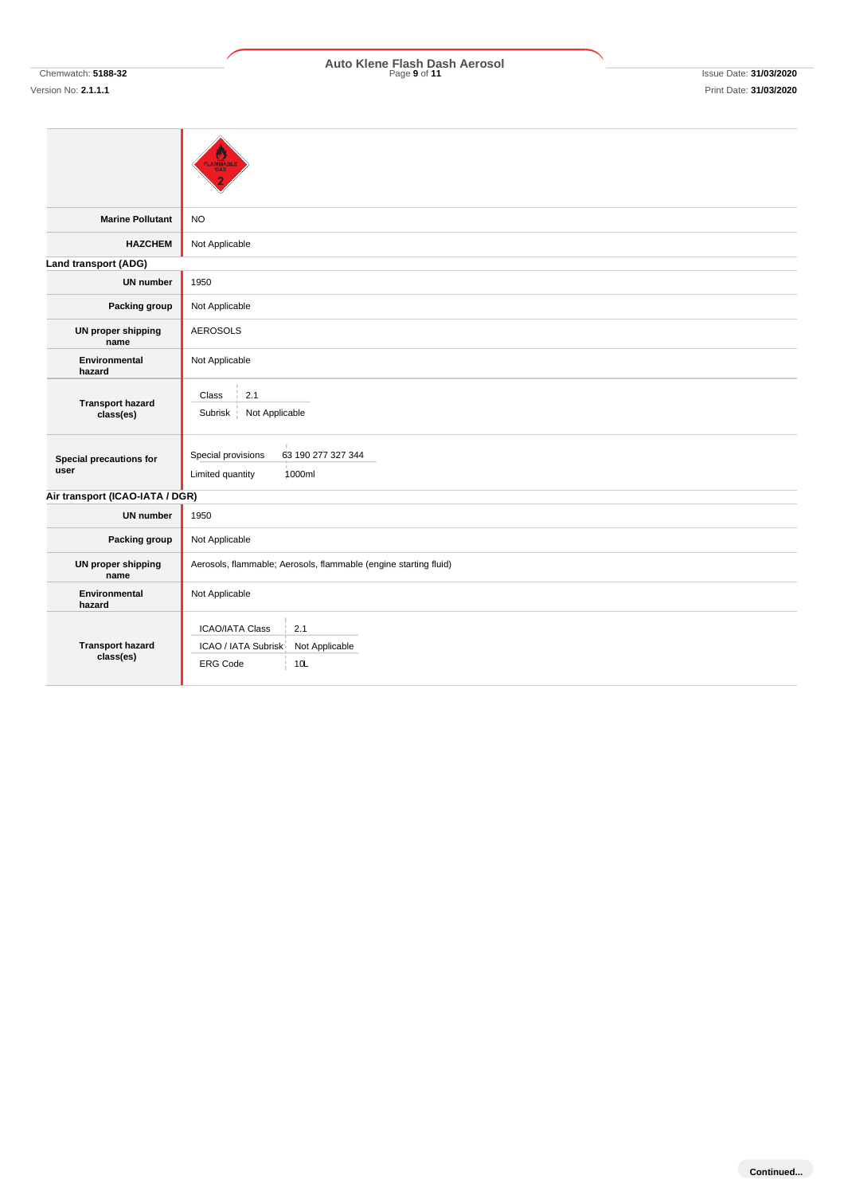| | |
|---|---|
| | |
| **Marine Pollutant** | NO |
| **HAZCHEM** | Not Applicable |

**Land transport (ADG)**

| | |
|---|---|
| **UN number** | 1950 |
| **Packing group** | Not Applicable |
| **UN proper shipping name** | AEROSOLS |
| **Environmental hazard** | Not Applicable |
| **Transport hazard class(es)** | Class: 2.1<br>Subrisk: Not Applicable |
| **Special precautions for user** | Special provisions: 63 190 277 327 344<br>Limited quantity: 1000ml |

**Air transport (ICAO-IATA / DGR)**

| | |
|---|---|
| **UN number** | 1950 |
| **Packing group** | Not Applicable |
| **UN proper shipping name** | Aerosols, flammable; Aerosols, flammable (engine starting fluid) |
| **Environmental hazard** | Not Applicable |
| **Transport hazard class(es)** | ICAO/IATA Class: 2.1<br>ICAO / IATA Subrisk: Not Applicable<br>ERG Code: 10L |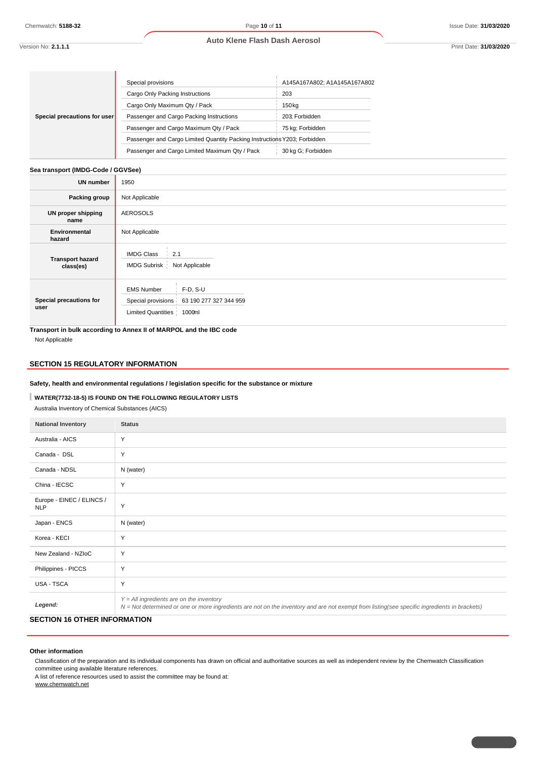| Special precautions for user | |
|---|---|
| Special provisions | A145A167A802; A1A145A167A802 |
| Cargo Only Packing Instructions | 203 |
| Cargo Only Maximum Qty / Pack | 150kg |
| Passenger and Cargo Packing Instructions | 203; Forbidden |
| Passenger and Cargo Maximum Qty / Pack | 75 kg; Forbidden |
| Passenger and Cargo Limited Quantity Packing Instructions | Y203; Forbidden |
| Passenger and Cargo Limited Maximum Qty / Pack | 30 kg G; Forbidden |

**Sea transport (IMDG-Code / GGVSee)**

| | |
|---|---|
| **UN number** | 1950 |
| **Packing group** | Not Applicable |
| **UN proper shipping name** | AEROSOLS |
| **Environmental hazard** | Not Applicable |
| **Transport hazard class(es)** | IMDG Class: 2.1<br>IMDG Subrisk: Not Applicable |
| **Special precautions for user** | EMS Number: F-D, S-U<br>Special provisions: 63 190 277 327 344 959<br>Limited Quantities: 1000ml |

**Transport in bulk according to Annex II of MARPOL and the IBC code**

Not Applicable

## SECTION 15 REGULATORY INFORMATION

**Safety, health and environmental regulations / legislation specific for the substance or mixture**

**WATER(7732-18-5) IS FOUND ON THE FOLLOWING REGULATORY LISTS**

Australia Inventory of Chemical Substances (AICS)

| National Inventory | Status |
|---|---|
| Australia - AICS | Y |
| Canada - DSL | Y |
| Canada - NDSL | N (water) |
| China - IECSC | Y |
| Europe - EINEC / ELINCS / NLP | Y |
| Japan - ENCS | N (water) |
| Korea - KECI | Y |
| New Zealand - NZIoC | Y |
| Philippines - PICCS | Y |
| USA - TSCA | Y |
| ***Legend:*** | *Y = All ingredients are on the inventory*<br>*N = Not determined or one or more ingredients are not on the inventory and are not exempt from listing(see specific ingredients in brackets)* |

## SECTION 16 OTHER INFORMATION

**Other information**

Classification of the preparation and its individual components has drawn on official and authoritative sources as well as independent review by the Chemwatch Classification committee using available literature references.

A list of reference resources used to assist the committee may be found at:

www.chemwatch.net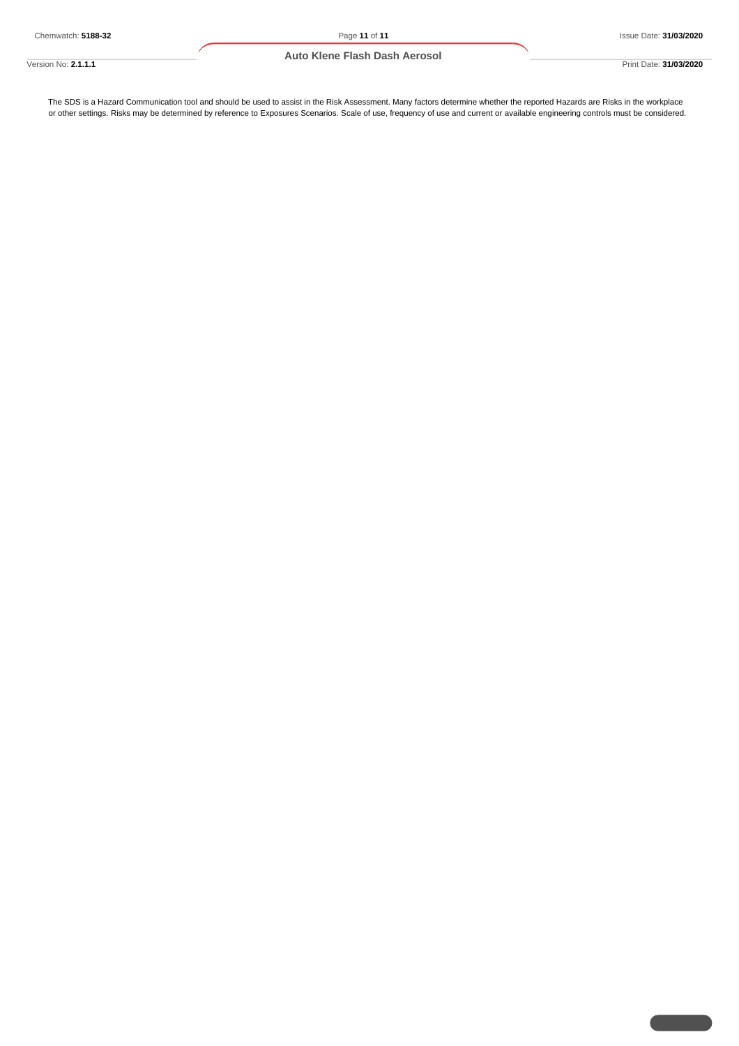The SDS is a Hazard Communication tool and should be used to assist in the Risk Assessment. Many factors determine whether the reported Hazards are Risks in the workplace or other settings. Risks may be determined by reference to Exposures Scenarios. Scale of use, frequency of use and current or available engineering controls must be considered.